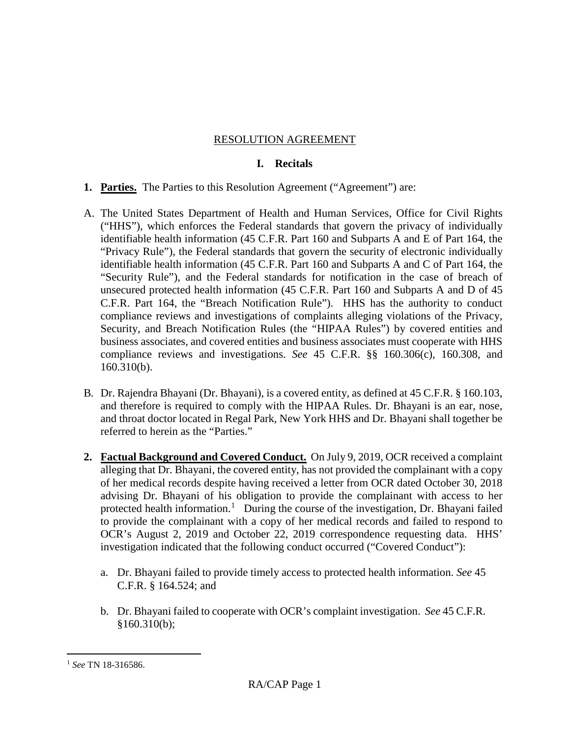RESOLUTION AGREEMENT

## I. Recitals

1. **Parties.** The Parties to this Resolution Agreement ("Agreement") are:

A. The United States Department of Health and Human Services, Office for Civil Rights ("HHS"), which enforces the Federal standards that govern the privacy of individually identifiable health information (45 C.F.R. Part 160 and Subparts A and E of Part 164, the "Privacy Rule"), the Federal standards that govern the security of electronic individually identifiable health information (45 C.F.R. Part 160 and Subparts A and C of Part 164, the "Security Rule"), and the Federal standards for notification in the case of breach of unsecured protected health information (45 C.F.R. Part 160 and Subparts A and D of 45 C.F.R. Part 164, the "Breach Notification Rule"). HHS has the authority to conduct compliance reviews and investigations of complaints alleging violations of the Privacy, Security, and Breach Notification Rules (the "HIPAA Rules") by covered entities and business associates, and covered entities and business associates must cooperate with HHS compliance reviews and investigations. *See* 45 C.F.R. §§ 160.306(c), 160.308, and 160.310(b).

B. Dr. Rajendra Bhayani (Dr. Bhayani), is a covered entity, as defined at 45 C.F.R. § 160.103, and therefore is required to comply with the HIPAA Rules. Dr. Bhayani is an ear, nose, and throat doctor located in Regal Park, New York HHS and Dr. Bhayani shall together be referred to herein as the "Parties."

2. **Factual Background and Covered Conduct.** On July 9, 2019, OCR received a complaint alleging that Dr. Bhayani, the covered entity, has not provided the complainant with a copy of her medical records despite having received a letter from OCR dated October 30, 2018 advising Dr. Bhayani of his obligation to provide the complainant with access to her protected health information.[1] During the course of the investigation, Dr. Bhayani failed to provide the complainant with a copy of her medical records and failed to respond to OCR's August 2, 2019 and October 22, 2019 correspondence requesting data. HHS' investigation indicated that the following conduct occurred ("Covered Conduct"):

   a. Dr. Bhayani failed to provide timely access to protected health information. *See* 45 C.F.R. § 164.524; and

   b. Dr. Bhayani failed to cooperate with OCR's complaint investigation. *See* 45 C.F.R. §160.310(b);

[1] *See* TN 18-316586.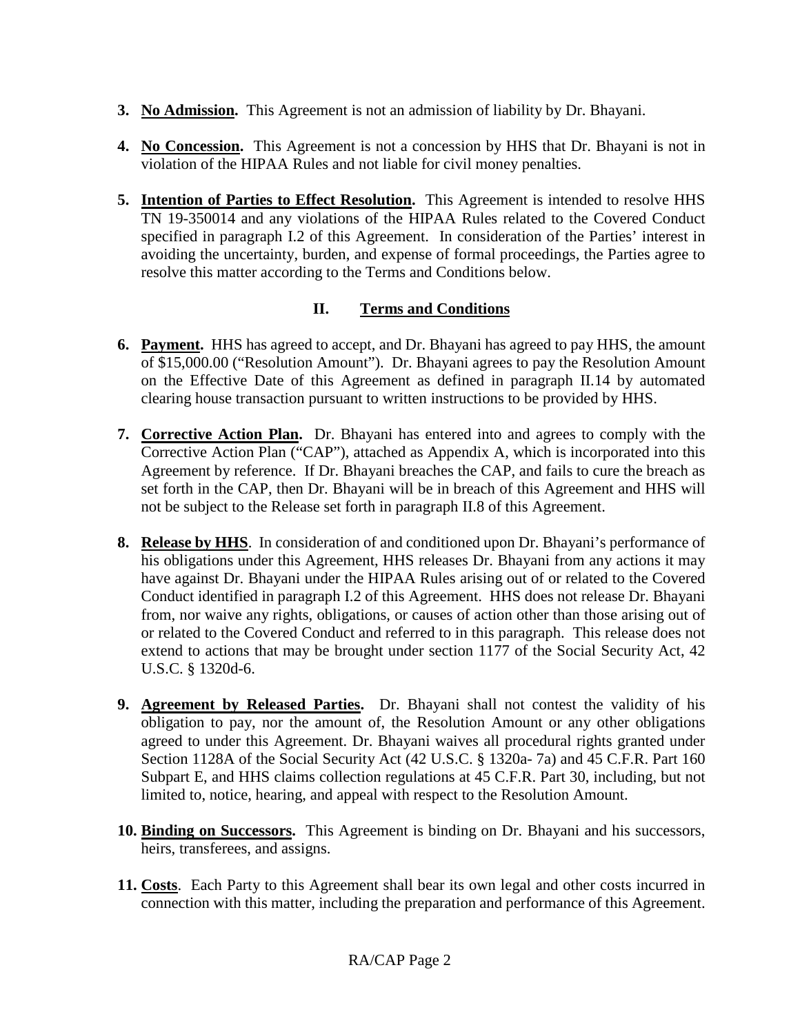3. **No Admission.** This Agreement is not an admission of liability by Dr. Bhayani.

4. **No Concession.** This Agreement is not a concession by HHS that Dr. Bhayani is not in violation of the HIPAA Rules and not liable for civil money penalties.

5. **Intention of Parties to Effect Resolution.** This Agreement is intended to resolve HHS TN 19-350014 and any violations of the HIPAA Rules related to the Covered Conduct specified in paragraph I.2 of this Agreement. In consideration of the Parties' interest in avoiding the uncertainty, burden, and expense of formal proceedings, the Parties agree to resolve this matter according to the Terms and Conditions below.

## II. Terms and Conditions

6. **Payment.** HHS has agreed to accept, and Dr. Bhayani has agreed to pay HHS, the amount of $15,000.00 ("Resolution Amount"). Dr. Bhayani agrees to pay the Resolution Amount on the Effective Date of this Agreement as defined in paragraph II.14 by automated clearing house transaction pursuant to written instructions to be provided by HHS.

7. **Corrective Action Plan.** Dr. Bhayani has entered into and agrees to comply with the Corrective Action Plan ("CAP"), attached as Appendix A, which is incorporated into this Agreement by reference. If Dr. Bhayani breaches the CAP, and fails to cure the breach as set forth in the CAP, then Dr. Bhayani will be in breach of this Agreement and HHS will not be subject to the Release set forth in paragraph II.8 of this Agreement.

8. **Release by HHS**. In consideration of and conditioned upon Dr. Bhayani's performance of his obligations under this Agreement, HHS releases Dr. Bhayani from any actions it may have against Dr. Bhayani under the HIPAA Rules arising out of or related to the Covered Conduct identified in paragraph I.2 of this Agreement. HHS does not release Dr. Bhayani from, nor waive any rights, obligations, or causes of action other than those arising out of or related to the Covered Conduct and referred to in this paragraph. This release does not extend to actions that may be brought under section 1177 of the Social Security Act, 42 U.S.C. § 1320d-6.

9. **Agreement by Released Parties.** Dr. Bhayani shall not contest the validity of his obligation to pay, nor the amount of, the Resolution Amount or any other obligations agreed to under this Agreement. Dr. Bhayani waives all procedural rights granted under Section 1128A of the Social Security Act (42 U.S.C. § 1320a- 7a) and 45 C.F.R. Part 160 Subpart E, and HHS claims collection regulations at 45 C.F.R. Part 30, including, but not limited to, notice, hearing, and appeal with respect to the Resolution Amount.

10. **Binding on Successors.** This Agreement is binding on Dr. Bhayani and his successors, heirs, transferees, and assigns.

11. **Costs**. Each Party to this Agreement shall bear its own legal and other costs incurred in connection with this matter, including the preparation and performance of this Agreement.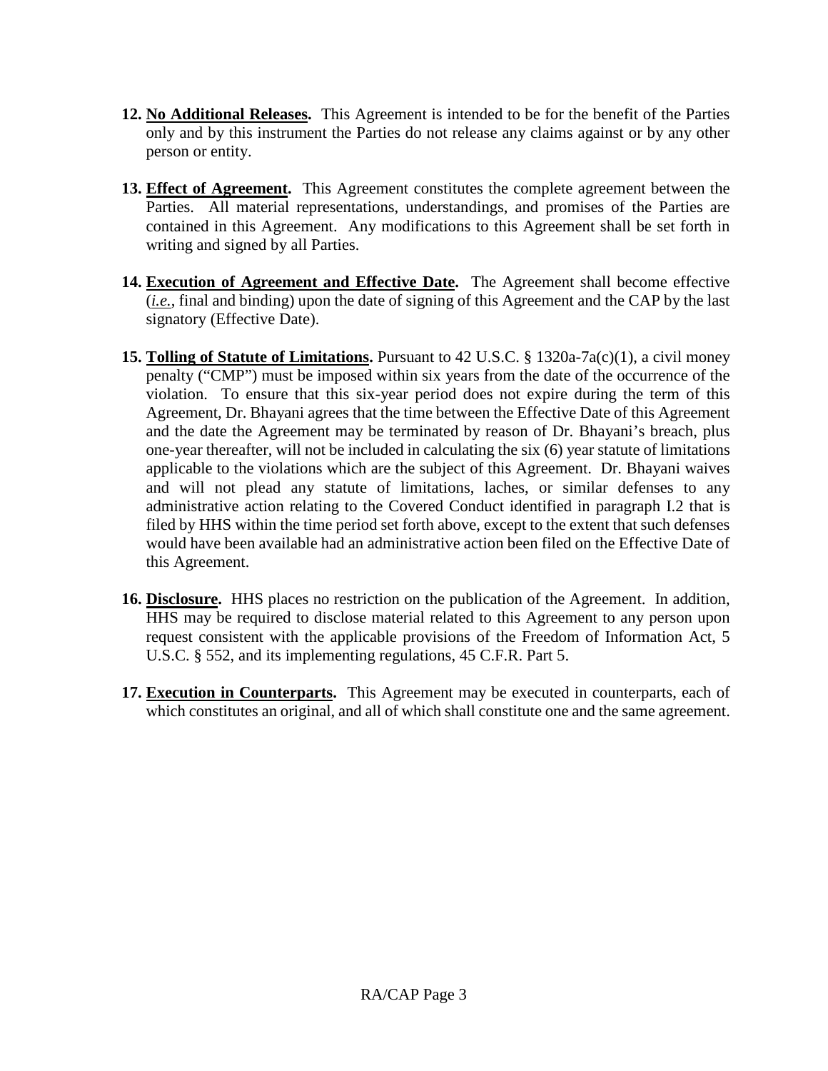12. **No Additional Releases.** This Agreement is intended to be for the benefit of the Parties only and by this instrument the Parties do not release any claims against or by any other person or entity.

13. **Effect of Agreement.** This Agreement constitutes the complete agreement between the Parties. All material representations, understandings, and promises of the Parties are contained in this Agreement. Any modifications to this Agreement shall be set forth in writing and signed by all Parties.

14. **Execution of Agreement and Effective Date.** The Agreement shall become effective (*i.e.*, final and binding) upon the date of signing of this Agreement and the CAP by the last signatory (Effective Date).

15. **Tolling of Statute of Limitations.** Pursuant to 42 U.S.C. § 1320a-7a(c)(1), a civil money penalty ("CMP") must be imposed within six years from the date of the occurrence of the violation. To ensure that this six-year period does not expire during the term of this Agreement, Dr. Bhayani agrees that the time between the Effective Date of this Agreement and the date the Agreement may be terminated by reason of Dr. Bhayani's breach, plus one-year thereafter, will not be included in calculating the six (6) year statute of limitations applicable to the violations which are the subject of this Agreement. Dr. Bhayani waives and will not plead any statute of limitations, laches, or similar defenses to any administrative action relating to the Covered Conduct identified in paragraph I.2 that is filed by HHS within the time period set forth above, except to the extent that such defenses would have been available had an administrative action been filed on the Effective Date of this Agreement.

16. **Disclosure.** HHS places no restriction on the publication of the Agreement. In addition, HHS may be required to disclose material related to this Agreement to any person upon request consistent with the applicable provisions of the Freedom of Information Act, 5 U.S.C. § 552, and its implementing regulations, 45 C.F.R. Part 5.

17. **Execution in Counterparts.** This Agreement may be executed in counterparts, each of which constitutes an original, and all of which shall constitute one and the same agreement.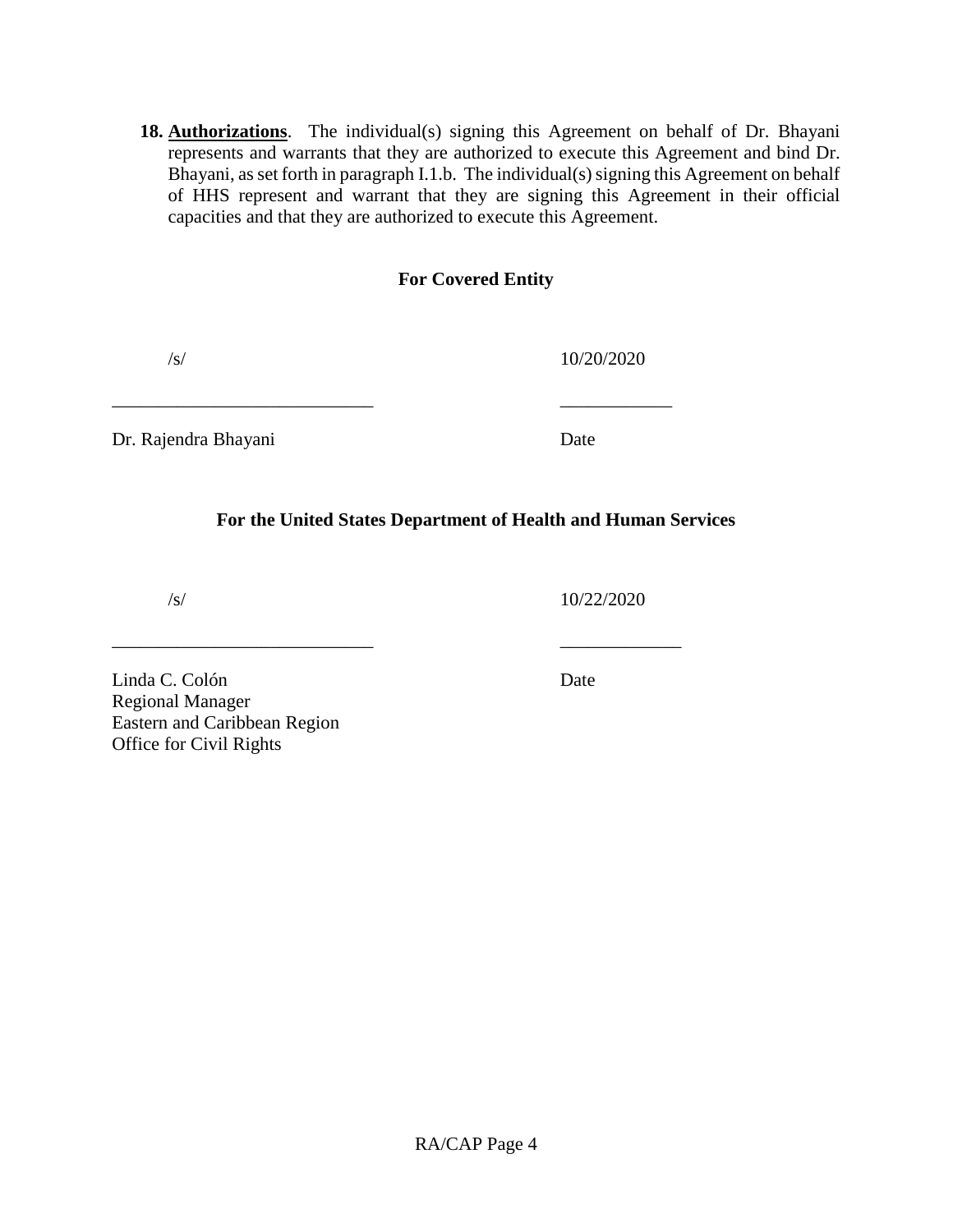18. **Authorizations**. The individual(s) signing this Agreement on behalf of Dr. Bhayani represents and warrants that they are authorized to execute this Agreement and bind Dr. Bhayani, as set forth in paragraph I.1.b. The individual(s) signing this Agreement on behalf of HHS represent and warrant that they are signing this Agreement in their official capacities and that they are authorized to execute this Agreement.

**For Covered Entity**

/s/ 10/20/2020

____________________________ ____________

Dr. Rajendra Bhayani Date

**For the United States Department of Health and Human Services**

/s/ 10/22/2020

____________________________ _____________

Linda C. Colón Date
Regional Manager
Eastern and Caribbean Region
Office for Civil Rights

RA/CAP Page 4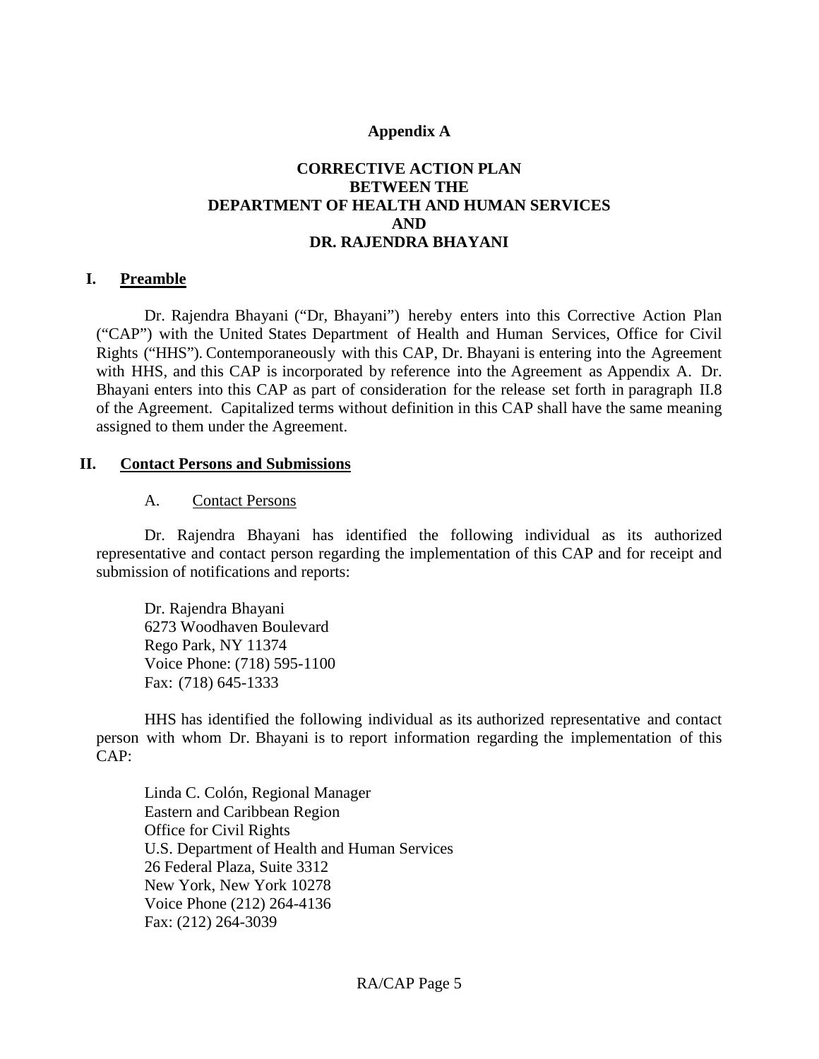**Appendix A**

**CORRECTIVE ACTION PLAN
BETWEEN THE
DEPARTMENT OF HEALTH AND HUMAN SERVICES
AND
DR. RAJENDRA BHAYANI**

## I. Preamble

Dr. Rajendra Bhayani ("Dr, Bhayani") hereby enters into this Corrective Action Plan ("CAP") with the United States Department of Health and Human Services, Office for Civil Rights ("HHS"). Contemporaneously with this CAP, Dr. Bhayani is entering into the Agreement with HHS, and this CAP is incorporated by reference into the Agreement as Appendix A. Dr. Bhayani enters into this CAP as part of consideration for the release set forth in paragraph II.8 of the Agreement. Capitalized terms without definition in this CAP shall have the same meaning assigned to them under the Agreement.

## II. Contact Persons and Submissions

### A. Contact Persons

Dr. Rajendra Bhayani has identified the following individual as its authorized representative and contact person regarding the implementation of this CAP and for receipt and submission of notifications and reports:

Dr. Rajendra Bhayani
6273 Woodhaven Boulevard
Rego Park, NY 11374
Voice Phone: (718) 595-1100
Fax: (718) 645-1333

HHS has identified the following individual as its authorized representative and contact person with whom Dr. Bhayani is to report information regarding the implementation of this CAP:

Linda C. Colón, Regional Manager
Eastern and Caribbean Region
Office for Civil Rights
U.S. Department of Health and Human Services
26 Federal Plaza, Suite 3312
New York, New York 10278
Voice Phone (212) 264-4136
Fax: (212) 264-3039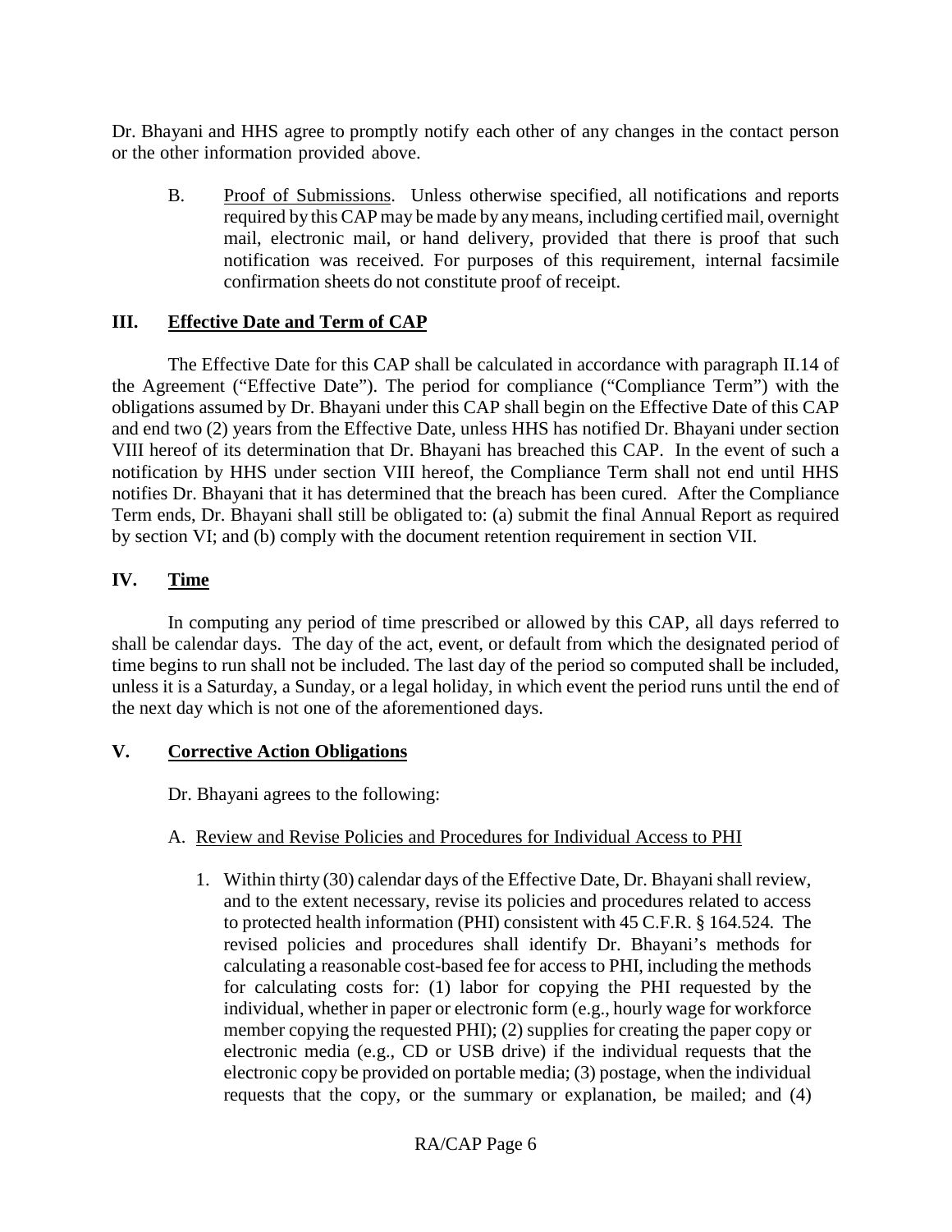Dr. Bhayani and HHS agree to promptly notify each other of any changes in the contact person or the other information provided above.

B. Proof of Submissions. Unless otherwise specified, all notifications and reports required by this CAP may be made by any means, including certified mail, overnight mail, electronic mail, or hand delivery, provided that there is proof that such notification was received. For purposes of this requirement, internal facsimile confirmation sheets do not constitute proof of receipt.

## III. Effective Date and Term of CAP

The Effective Date for this CAP shall be calculated in accordance with paragraph II.14 of the Agreement ("Effective Date"). The period for compliance ("Compliance Term") with the obligations assumed by Dr. Bhayani under this CAP shall begin on the Effective Date of this CAP and end two (2) years from the Effective Date, unless HHS has notified Dr. Bhayani under section VIII hereof of its determination that Dr. Bhayani has breached this CAP. In the event of such a notification by HHS under section VIII hereof, the Compliance Term shall not end until HHS notifies Dr. Bhayani that it has determined that the breach has been cured. After the Compliance Term ends, Dr. Bhayani shall still be obligated to: (a) submit the final Annual Report as required by section VI; and (b) comply with the document retention requirement in section VII.

## IV. Time

In computing any period of time prescribed or allowed by this CAP, all days referred to shall be calendar days. The day of the act, event, or default from which the designated period of time begins to run shall not be included. The last day of the period so computed shall be included, unless it is a Saturday, a Sunday, or a legal holiday, in which event the period runs until the end of the next day which is not one of the aforementioned days.

## V. Corrective Action Obligations

Dr. Bhayani agrees to the following:

A. Review and Revise Policies and Procedures for Individual Access to PHI

1. Within thirty (30) calendar days of the Effective Date, Dr. Bhayani shall review, and to the extent necessary, revise its policies and procedures related to access to protected health information (PHI) consistent with 45 C.F.R. § 164.524. The revised policies and procedures shall identify Dr. Bhayani's methods for calculating a reasonable cost-based fee for access to PHI, including the methods for calculating costs for: (1) labor for copying the PHI requested by the individual, whether in paper or electronic form (e.g., hourly wage for workforce member copying the requested PHI); (2) supplies for creating the paper copy or electronic media (e.g., CD or USB drive) if the individual requests that the electronic copy be provided on portable media; (3) postage, when the individual requests that the copy, or the summary or explanation, be mailed; and (4)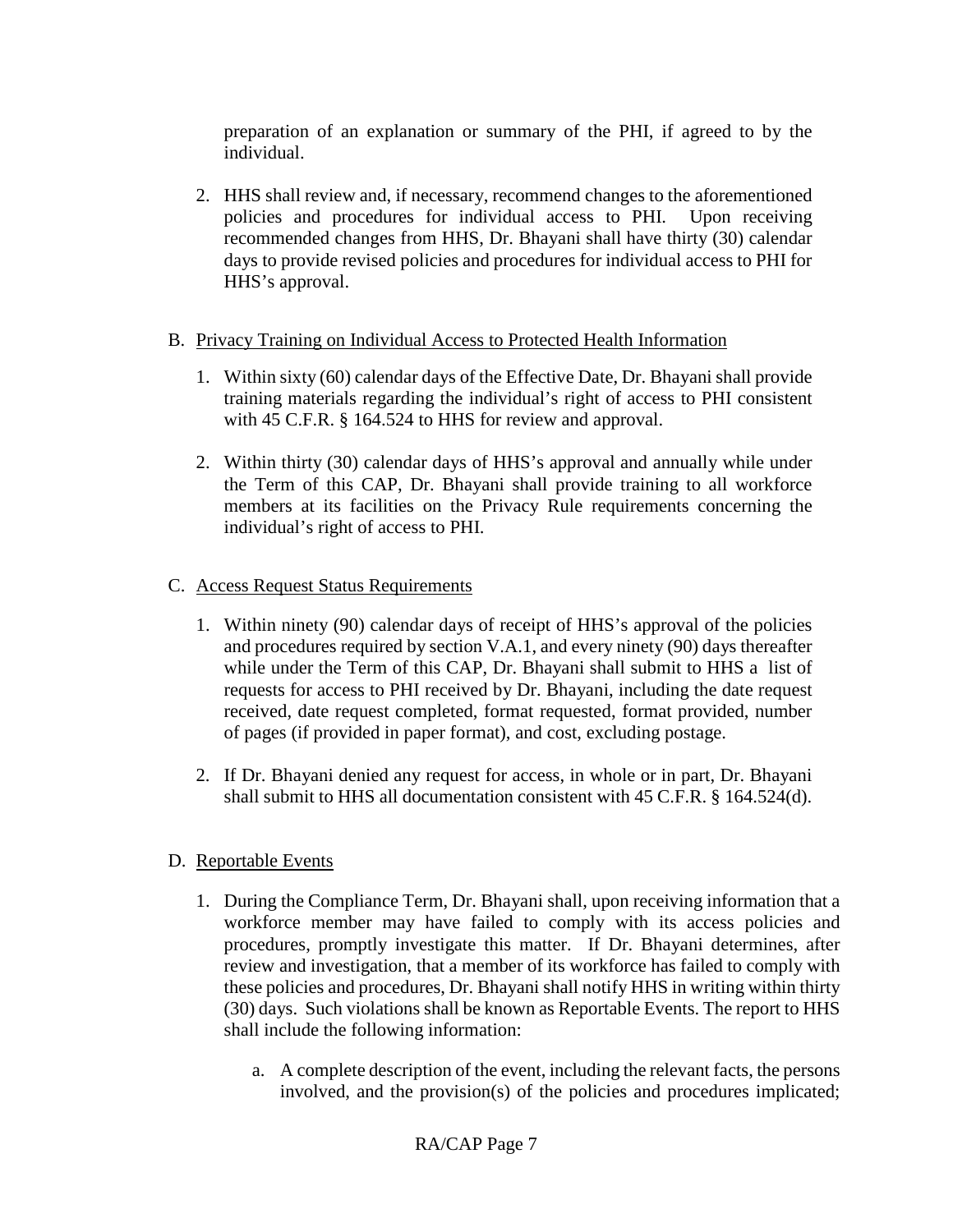preparation of an explanation or summary of the PHI, if agreed to by the individual.

2. HHS shall review and, if necessary, recommend changes to the aforementioned policies and procedures for individual access to PHI. Upon receiving recommended changes from HHS, Dr. Bhayani shall have thirty (30) calendar days to provide revised policies and procedures for individual access to PHI for HHS's approval.

B. <u>Privacy Training on Individual Access to Protected Health Information</u>

1. Within sixty (60) calendar days of the Effective Date, Dr. Bhayani shall provide training materials regarding the individual's right of access to PHI consistent with 45 C.F.R. § 164.524 to HHS for review and approval.

2. Within thirty (30) calendar days of HHS's approval and annually while under the Term of this CAP, Dr. Bhayani shall provide training to all workforce members at its facilities on the Privacy Rule requirements concerning the individual's right of access to PHI.

C. <u>Access Request Status Requirements</u>

1. Within ninety (90) calendar days of receipt of HHS's approval of the policies and procedures required by section V.A.1, and every ninety (90) days thereafter while under the Term of this CAP, Dr. Bhayani shall submit to HHS a list of requests for access to PHI received by Dr. Bhayani, including the date request received, date request completed, format requested, format provided, number of pages (if provided in paper format), and cost, excluding postage.

2. If Dr. Bhayani denied any request for access, in whole or in part, Dr. Bhayani shall submit to HHS all documentation consistent with 45 C.F.R. § 164.524(d).

D. <u>Reportable Events</u>

1. During the Compliance Term, Dr. Bhayani shall, upon receiving information that a workforce member may have failed to comply with its access policies and procedures, promptly investigate this matter. If Dr. Bhayani determines, after review and investigation, that a member of its workforce has failed to comply with these policies and procedures, Dr. Bhayani shall notify HHS in writing within thirty (30) days. Such violations shall be known as Reportable Events. The report to HHS shall include the following information:

    a. A complete description of the event, including the relevant facts, the persons involved, and the provision(s) of the policies and procedures implicated;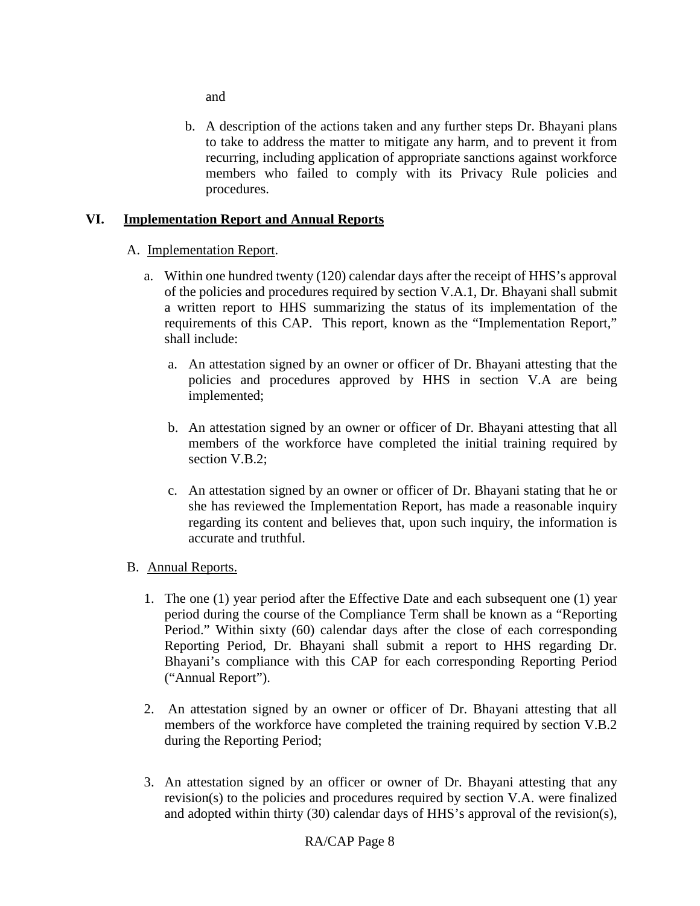and

b. A description of the actions taken and any further steps Dr. Bhayani plans to take to address the matter to mitigate any harm, and to prevent it from recurring, including application of appropriate sanctions against workforce members who failed to comply with its Privacy Rule policies and procedures.

## VI. Implementation Report and Annual Reports

A. Implementation Report.

a. Within one hundred twenty (120) calendar days after the receipt of HHS's approval of the policies and procedures required by section V.A.1, Dr. Bhayani shall submit a written report to HHS summarizing the status of its implementation of the requirements of this CAP. This report, known as the "Implementation Report," shall include:

   a. An attestation signed by an owner or officer of Dr. Bhayani attesting that the policies and procedures approved by HHS in section V.A are being implemented;

   b. An attestation signed by an owner or officer of Dr. Bhayani attesting that all members of the workforce have completed the initial training required by section V.B.2;

   c. An attestation signed by an owner or officer of Dr. Bhayani stating that he or she has reviewed the Implementation Report, has made a reasonable inquiry regarding its content and believes that, upon such inquiry, the information is accurate and truthful.

B. Annual Reports.

1. The one (1) year period after the Effective Date and each subsequent one (1) year period during the course of the Compliance Term shall be known as a "Reporting Period." Within sixty (60) calendar days after the close of each corresponding Reporting Period, Dr. Bhayani shall submit a report to HHS regarding Dr. Bhayani's compliance with this CAP for each corresponding Reporting Period ("Annual Report").

2. An attestation signed by an owner or officer of Dr. Bhayani attesting that all members of the workforce have completed the training required by section V.B.2 during the Reporting Period;

3. An attestation signed by an officer or owner of Dr. Bhayani attesting that any revision(s) to the policies and procedures required by section V.A. were finalized and adopted within thirty (30) calendar days of HHS's approval of the revision(s),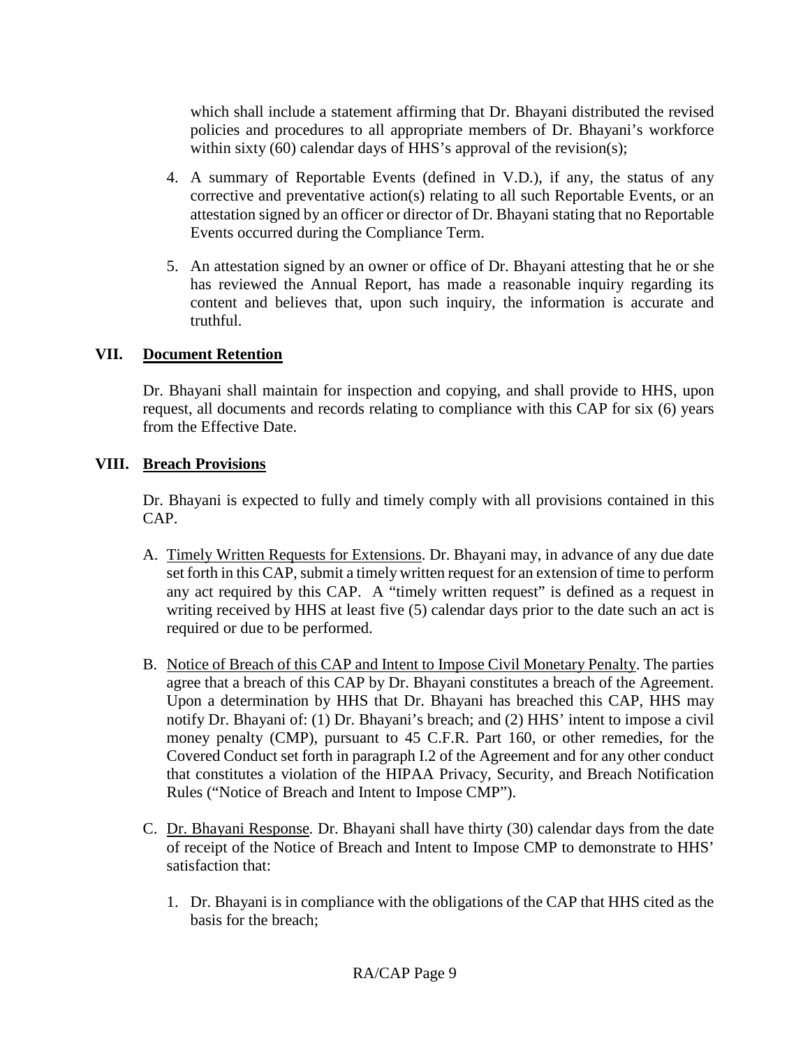which shall include a statement affirming that Dr. Bhayani distributed the revised policies and procedures to all appropriate members of Dr. Bhayani's workforce within sixty (60) calendar days of HHS's approval of the revision(s);

4. A summary of Reportable Events (defined in V.D.), if any, the status of any corrective and preventative action(s) relating to all such Reportable Events, or an attestation signed by an officer or director of Dr. Bhayani stating that no Reportable Events occurred during the Compliance Term.

5. An attestation signed by an owner or office of Dr. Bhayani attesting that he or she has reviewed the Annual Report, has made a reasonable inquiry regarding its content and believes that, upon such inquiry, the information is accurate and truthful.

## VII. Document Retention

Dr. Bhayani shall maintain for inspection and copying, and shall provide to HHS, upon request, all documents and records relating to compliance with this CAP for six (6) years from the Effective Date.

## VIII. Breach Provisions

Dr. Bhayani is expected to fully and timely comply with all provisions contained in this CAP.

A. Timely Written Requests for Extensions. Dr. Bhayani may, in advance of any due date set forth in this CAP, submit a timely written request for an extension of time to perform any act required by this CAP. A "timely written request" is defined as a request in writing received by HHS at least five (5) calendar days prior to the date such an act is required or due to be performed.

B. Notice of Breach of this CAP and Intent to Impose Civil Monetary Penalty. The parties agree that a breach of this CAP by Dr. Bhayani constitutes a breach of the Agreement. Upon a determination by HHS that Dr. Bhayani has breached this CAP, HHS may notify Dr. Bhayani of: (1) Dr. Bhayani's breach; and (2) HHS' intent to impose a civil money penalty (CMP), pursuant to 45 C.F.R. Part 160, or other remedies, for the Covered Conduct set forth in paragraph I.2 of the Agreement and for any other conduct that constitutes a violation of the HIPAA Privacy, Security, and Breach Notification Rules ("Notice of Breach and Intent to Impose CMP").

C. Dr. Bhayani Response. Dr. Bhayani shall have thirty (30) calendar days from the date of receipt of the Notice of Breach and Intent to Impose CMP to demonstrate to HHS' satisfaction that:

   1. Dr. Bhayani is in compliance with the obligations of the CAP that HHS cited as the basis for the breach;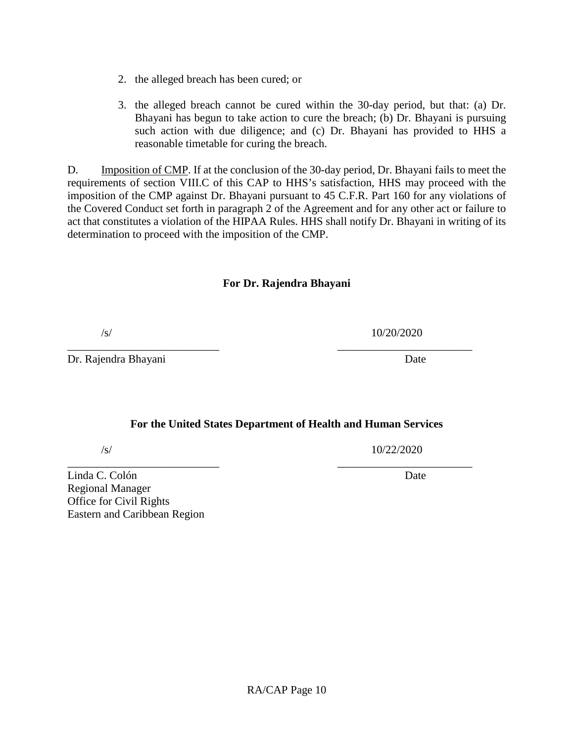2. the alleged breach has been cured; or

3. the alleged breach cannot be cured within the 30-day period, but that: (a) Dr. Bhayani has begun to take action to cure the breach; (b) Dr. Bhayani is pursuing such action with due diligence; and (c) Dr. Bhayani has provided to HHS a reasonable timetable for curing the breach.

D. Imposition of CMP. If at the conclusion of the 30-day period, Dr. Bhayani fails to meet the requirements of section VIII.C of this CAP to HHS's satisfaction, HHS may proceed with the imposition of the CMP against Dr. Bhayani pursuant to 45 C.F.R. Part 160 for any violations of the Covered Conduct set forth in paragraph 2 of the Agreement and for any other act or failure to act that constitutes a violation of the HIPAA Rules. HHS shall notify Dr. Bhayani in writing of its determination to proceed with the imposition of the CMP.

**For Dr. Rajendra Bhayani**

/s/ 10/20/2020

Dr. Rajendra Bhayani Date

**For the United States Department of Health and Human Services**

/s/ 10/22/2020

Linda C. Colón Date
Regional Manager
Office for Civil Rights
Eastern and Caribbean Region